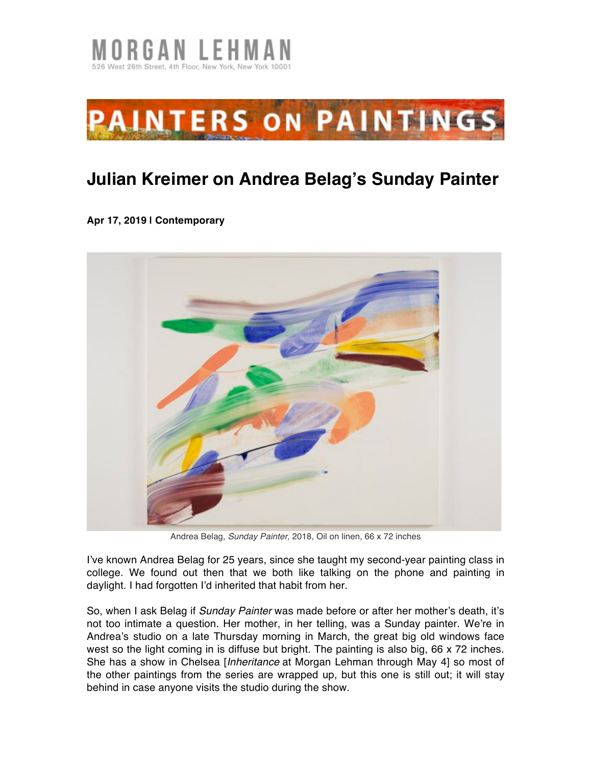MORGAN LEHMAN

526 West 26th Street, 4th Floor, New York, New York 10001

PAINTERS ON PAINTINGS

# Julian Kreimer on Andrea Belag's Sunday Painter

**Apr 17, 2019 | Contemporary**

Andrea Belag, *Sunday Painter,* 2018, Oil on linen, 66 x 72 inches

I've known Andrea Belag for 25 years, since she taught my second-year painting class in college. We found out then that we both like talking on the phone and painting in daylight. I had forgotten I'd inherited that habit from her.

So, when I ask Belag if *Sunday Painter* was made before or after her mother's death, it's not too intimate a question. Her mother, in her telling, was a Sunday painter. We're in Andrea's studio on a late Thursday morning in March, the great big old windows face west so the light coming in is diffuse but bright. The painting is also big, 66 x 72 inches. She has a show in Chelsea [*Inheritance* at Morgan Lehman through May 4] so most of the other paintings from the series are wrapped up, but this one is still out; it will stay behind in case anyone visits the studio during the show.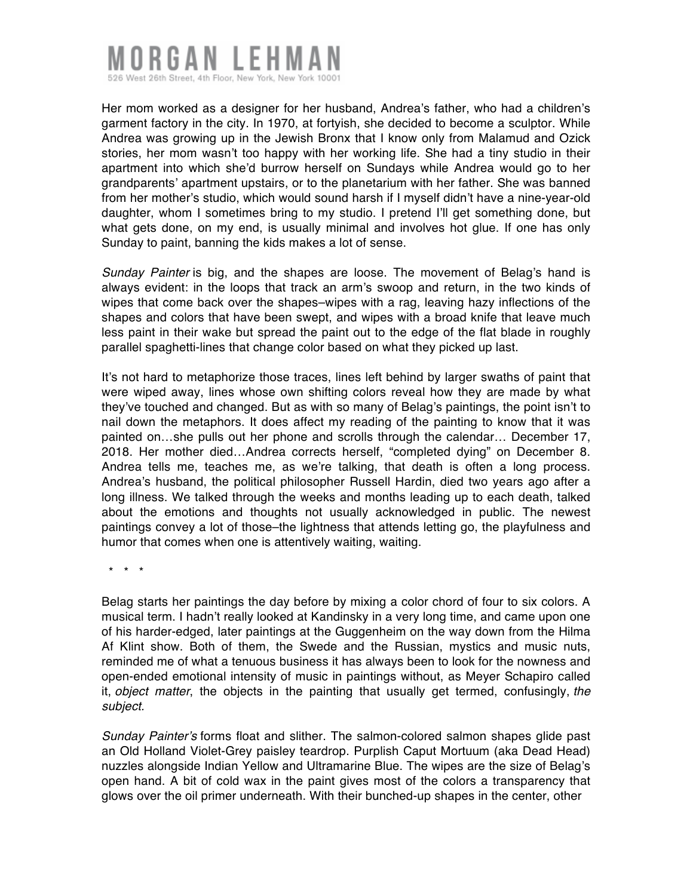Her mom worked as a designer for her husband, Andrea's father, who had a children's garment factory in the city. In 1970, at fortyish, she decided to become a sculptor. While Andrea was growing up in the Jewish Bronx that I know only from Malamud and Ozick stories, her mom wasn't too happy with her working life. She had a tiny studio in their apartment into which she'd burrow herself on Sundays while Andrea would go to her grandparents' apartment upstairs, or to the planetarium with her father. She was banned from her mother's studio, which would sound harsh if I myself didn't have a nine-year-old daughter, whom I sometimes bring to my studio. I pretend I'll get something done, but what gets done, on my end, is usually minimal and involves hot glue. If one has only Sunday to paint, banning the kids makes a lot of sense.

*Sunday Painter* is big, and the shapes are loose. The movement of Belag's hand is always evident: in the loops that track an arm's swoop and return, in the two kinds of wipes that come back over the shapes–wipes with a rag, leaving hazy inflections of the shapes and colors that have been swept, and wipes with a broad knife that leave much less paint in their wake but spread the paint out to the edge of the flat blade in roughly parallel spaghetti-lines that change color based on what they picked up last.

It's not hard to metaphorize those traces, lines left behind by larger swaths of paint that were wiped away, lines whose own shifting colors reveal how they are made by what they've touched and changed. But as with so many of Belag's paintings, the point isn't to nail down the metaphors. It does affect my reading of the painting to know that it was painted on…she pulls out her phone and scrolls through the calendar… December 17, 2018. Her mother died…Andrea corrects herself, "completed dying" on December 8. Andrea tells me, teaches me, as we're talking, that death is often a long process. Andrea's husband, the political philosopher Russell Hardin, died two years ago after a long illness. We talked through the weeks and months leading up to each death, talked about the emotions and thoughts not usually acknowledged in public. The newest paintings convey a lot of those–the lightness that attends letting go, the playfulness and humor that comes when one is attentively waiting, waiting.

\* \* \*

Belag starts her paintings the day before by mixing a color chord of four to six colors. A musical term. I hadn't really looked at Kandinsky in a very long time, and came upon one of his harder-edged, later paintings at the Guggenheim on the way down from the Hilma Af Klint show. Both of them, the Swede and the Russian, mystics and music nuts, reminded me of what a tenuous business it has always been to look for the nowness and open-ended emotional intensity of music in paintings without, as Meyer Schapiro called it, *object matter*, the objects in the painting that usually get termed, confusingly, *the subject*.

*Sunday Painter's* forms float and slither. The salmon-colored salmon shapes glide past an Old Holland Violet-Grey paisley teardrop. Purplish Caput Mortuum (aka Dead Head) nuzzles alongside Indian Yellow and Ultramarine Blue. The wipes are the size of Belag's open hand. A bit of cold wax in the paint gives most of the colors a transparency that glows over the oil primer underneath. With their bunched-up shapes in the center, other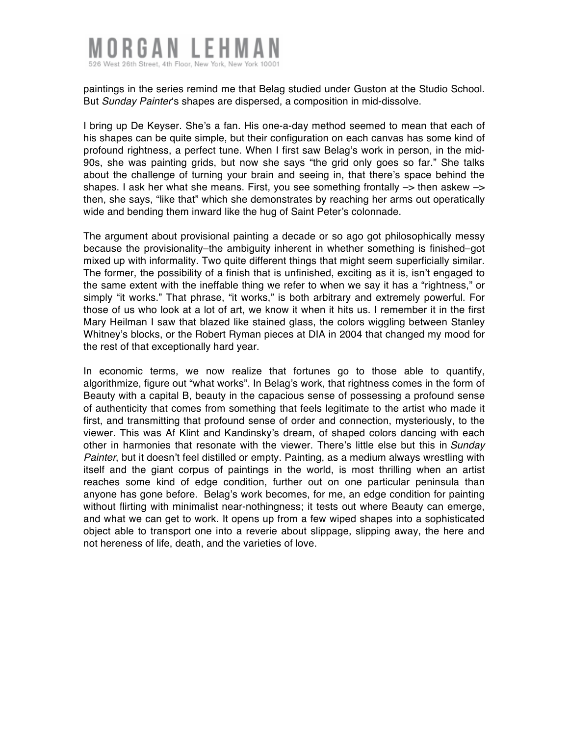paintings in the series remind me that Belag studied under Guston at the Studio School. But *Sunday Painter*'s shapes are dispersed, a composition in mid-dissolve.

I bring up De Keyser. She's a fan. His one-a-day method seemed to mean that each of his shapes can be quite simple, but their configuration on each canvas has some kind of profound rightness, a perfect tune. When I first saw Belag's work in person, in the mid-90s, she was painting grids, but now she says "the grid only goes so far." She talks about the challenge of turning your brain and seeing in, that there's space behind the shapes. I ask her what she means. First, you see something frontally –> then askew –> then, she says, "like that" which she demonstrates by reaching her arms out operatically wide and bending them inward like the hug of Saint Peter's colonnade.

The argument about provisional painting a decade or so ago got philosophically messy because the provisionality–the ambiguity inherent in whether something is finished–got mixed up with informality. Two quite different things that might seem superficially similar. The former, the possibility of a finish that is unfinished, exciting as it is, isn't engaged to the same extent with the ineffable thing we refer to when we say it has a "rightness," or simply "it works." That phrase, "it works," is both arbitrary and extremely powerful. For those of us who look at a lot of art, we know it when it hits us. I remember it in the first Mary Heilman I saw that blazed like stained glass, the colors wiggling between Stanley Whitney's blocks, or the Robert Ryman pieces at DIA in 2004 that changed my mood for the rest of that exceptionally hard year.

In economic terms, we now realize that fortunes go to those able to quantify, algorithmize, figure out "what works". In Belag's work, that rightness comes in the form of Beauty with a capital B, beauty in the capacious sense of possessing a profound sense of authenticity that comes from something that feels legitimate to the artist who made it first, and transmitting that profound sense of order and connection, mysteriously, to the viewer. This was Af Klint and Kandinsky's dream, of shaped colors dancing with each other in harmonies that resonate with the viewer. There's little else but this in *Sunday Painter*, but it doesn't feel distilled or empty. Painting, as a medium always wrestling with itself and the giant corpus of paintings in the world, is most thrilling when an artist reaches some kind of edge condition, further out on one particular peninsula than anyone has gone before. Belag's work becomes, for me, an edge condition for painting without flirting with minimalist near-nothingness; it tests out where Beauty can emerge, and what we can get to work. It opens up from a few wiped shapes into a sophisticated object able to transport one into a reverie about slippage, slipping away, the here and not hereness of life, death, and the varieties of love.